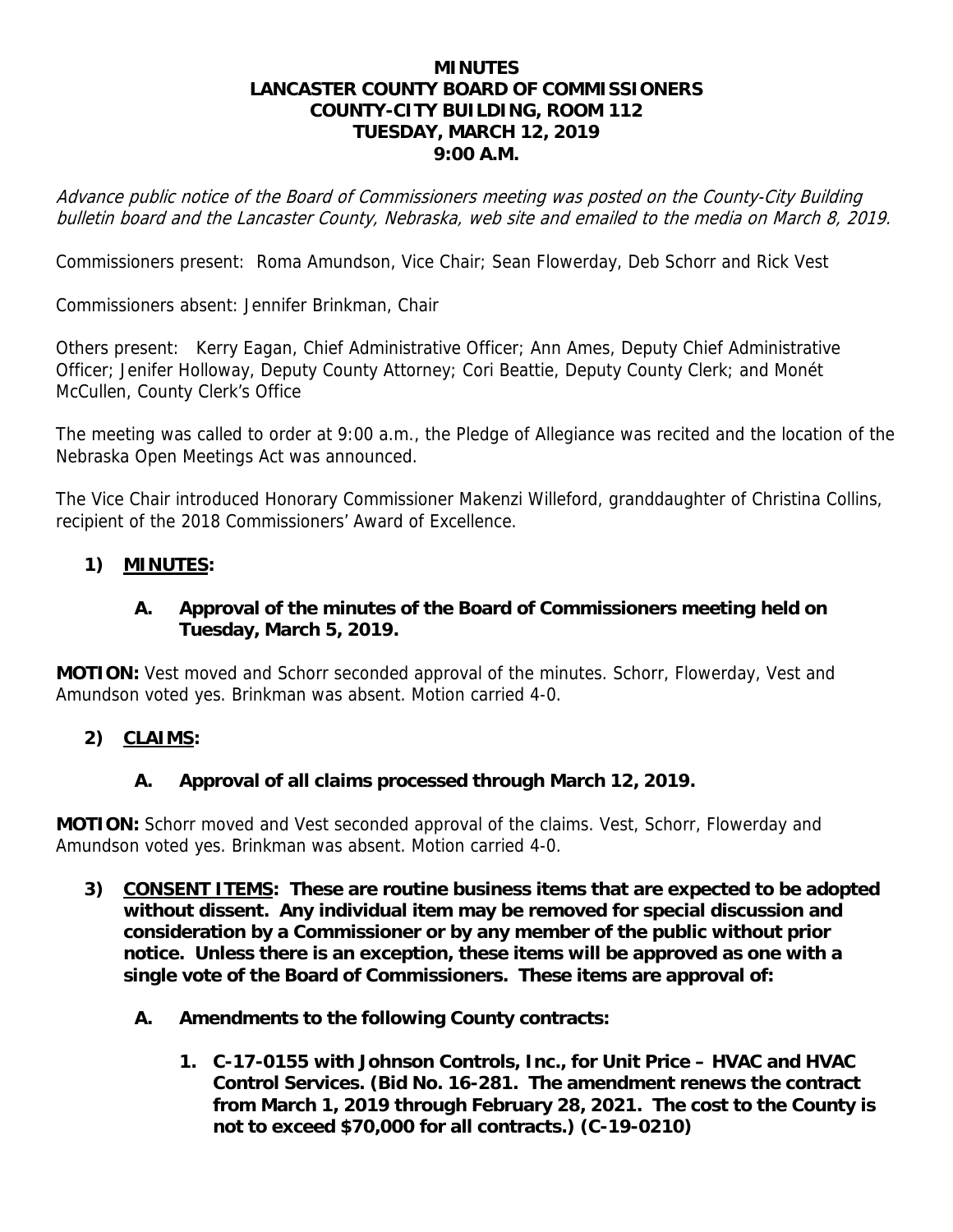# MINUTES
# LANCASTER COUNTY BOARD OF COMMISSIONERS
# COUNTY-CITY BUILDING, ROOM 112
# TUESDAY, MARCH 12, 2019
# 9:00 A.M.

*Advance public notice of the Board of Commissioners meeting was posted on the County-City Building bulletin board and the Lancaster County, Nebraska, web site and emailed to the media on March 8, 2019.*

Commissioners present: Roma Amundson, Vice Chair; Sean Flowerday, Deb Schorr and Rick Vest

Commissioners absent: Jennifer Brinkman, Chair

Others present: Kerry Eagan, Chief Administrative Officer; Ann Ames, Deputy Chief Administrative Officer; Jenifer Holloway, Deputy County Attorney; Cori Beattie, Deputy County Clerk; and Monét McCullen, County Clerk's Office

The meeting was called to order at 9:00 a.m., the Pledge of Allegiance was recited and the location of the Nebraska Open Meetings Act was announced.

The Vice Chair introduced Honorary Commissioner Makenzi Willeford, granddaughter of Christina Collins, recipient of the 2018 Commissioners' Award of Excellence.

## 1) MINUTES:

### A. Approval of the minutes of the Board of Commissioners meeting held on Tuesday, March 5, 2019.

**MOTION:** Vest moved and Schorr seconded approval of the minutes. Schorr, Flowerday, Vest and Amundson voted yes. Brinkman was absent. Motion carried 4-0.

## 2) CLAIMS:

### A. Approval of all claims processed through March 12, 2019.

**MOTION:** Schorr moved and Vest seconded approval of the claims. Vest, Schorr, Flowerday and Amundson voted yes. Brinkman was absent. Motion carried 4-0.

## 3) CONSENT ITEMS: These are routine business items that are expected to be adopted without dissent. Any individual item may be removed for special discussion and consideration by a Commissioner or by any member of the public without prior notice. Unless there is an exception, these items will be approved as one with a single vote of the Board of Commissioners. These items are approval of:

### A. Amendments to the following County contracts:

1. **C-17-0155 with Johnson Controls, Inc., for Unit Price – HVAC and HVAC Control Services. (Bid No. 16-281. The amendment renews the contract from March 1, 2019 through February 28, 2021. The cost to the County is not to exceed $70,000 for all contracts.) (C-19-0210)**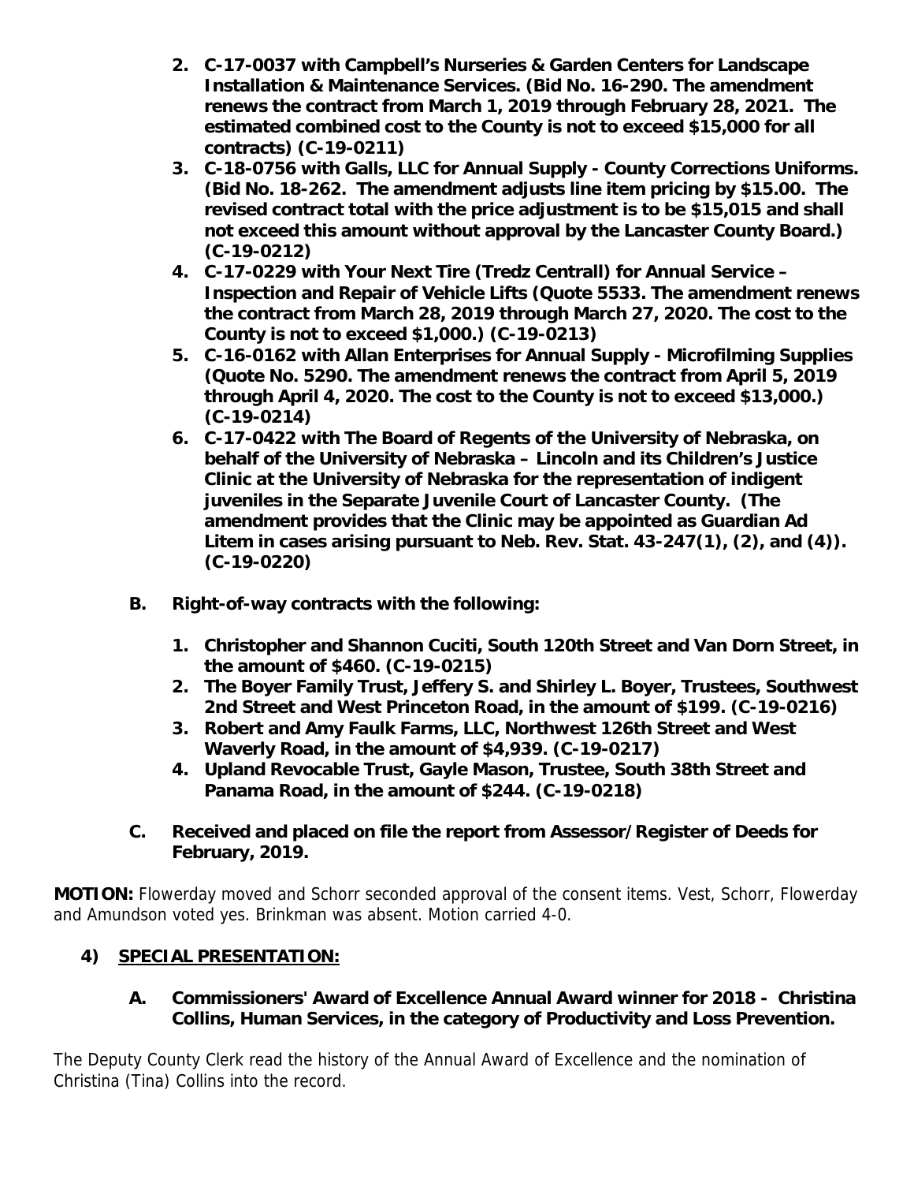2. **C-17-0037 with Campbell's Nurseries & Garden Centers for Landscape Installation & Maintenance Services. (Bid No. 16-290. The amendment renews the contract from March 1, 2019 through February 28, 2021. The estimated combined cost to the County is not to exceed $15,000 for all contracts) (C-19-0211)**
3. **C-18-0756 with Galls, LLC for Annual Supply - County Corrections Uniforms. (Bid No. 18-262. The amendment adjusts line item pricing by $15.00. The revised contract total with the price adjustment is to be $15,015 and shall not exceed this amount without approval by the Lancaster County Board.) (C-19-0212)**
4. **C-17-0229 with Your Next Tire (Tredz Centrall) for Annual Service – Inspection and Repair of Vehicle Lifts (Quote 5533. The amendment renews the contract from March 28, 2019 through March 27, 2020. The cost to the County is not to exceed $1,000.) (C-19-0213)**
5. **C-16-0162 with Allan Enterprises for Annual Supply - Microfilming Supplies (Quote No. 5290. The amendment renews the contract from April 5, 2019 through April 4, 2020. The cost to the County is not to exceed $13,000.) (C-19-0214)**
6. **C-17-0422 with The Board of Regents of the University of Nebraska, on behalf of the University of Nebraska – Lincoln and its Children's Justice Clinic at the University of Nebraska for the representation of indigent juveniles in the Separate Juvenile Court of Lancaster County. (The amendment provides that the Clinic may be appointed as Guardian Ad Litem in cases arising pursuant to Neb. Rev. Stat. 43-247(1), (2), and (4)). (C-19-0220)**

**B. Right-of-way contracts with the following:**

1. **Christopher and Shannon Cuciti, South 120th Street and Van Dorn Street, in the amount of $460. (C-19-0215)**
2. **The Boyer Family Trust, Jeffery S. and Shirley L. Boyer, Trustees, Southwest 2nd Street and West Princeton Road, in the amount of $199. (C-19-0216)**
3. **Robert and Amy Faulk Farms, LLC, Northwest 126th Street and West Waverly Road, in the amount of $4,939. (C-19-0217)**
4. **Upland Revocable Trust, Gayle Mason, Trustee, South 38th Street and Panama Road, in the amount of $244. (C-19-0218)**

**C. Received and placed on file the report from Assessor/Register of Deeds for February, 2019.**

**MOTION:** Flowerday moved and Schorr seconded approval of the consent items. Vest, Schorr, Flowerday and Amundson voted yes. Brinkman was absent. Motion carried 4-0.

## 4) SPECIAL PRESENTATION:

**A. Commissioners' Award of Excellence Annual Award winner for 2018 - Christina Collins, Human Services, in the category of Productivity and Loss Prevention.**

The Deputy County Clerk read the history of the Annual Award of Excellence and the nomination of Christina (Tina) Collins into the record.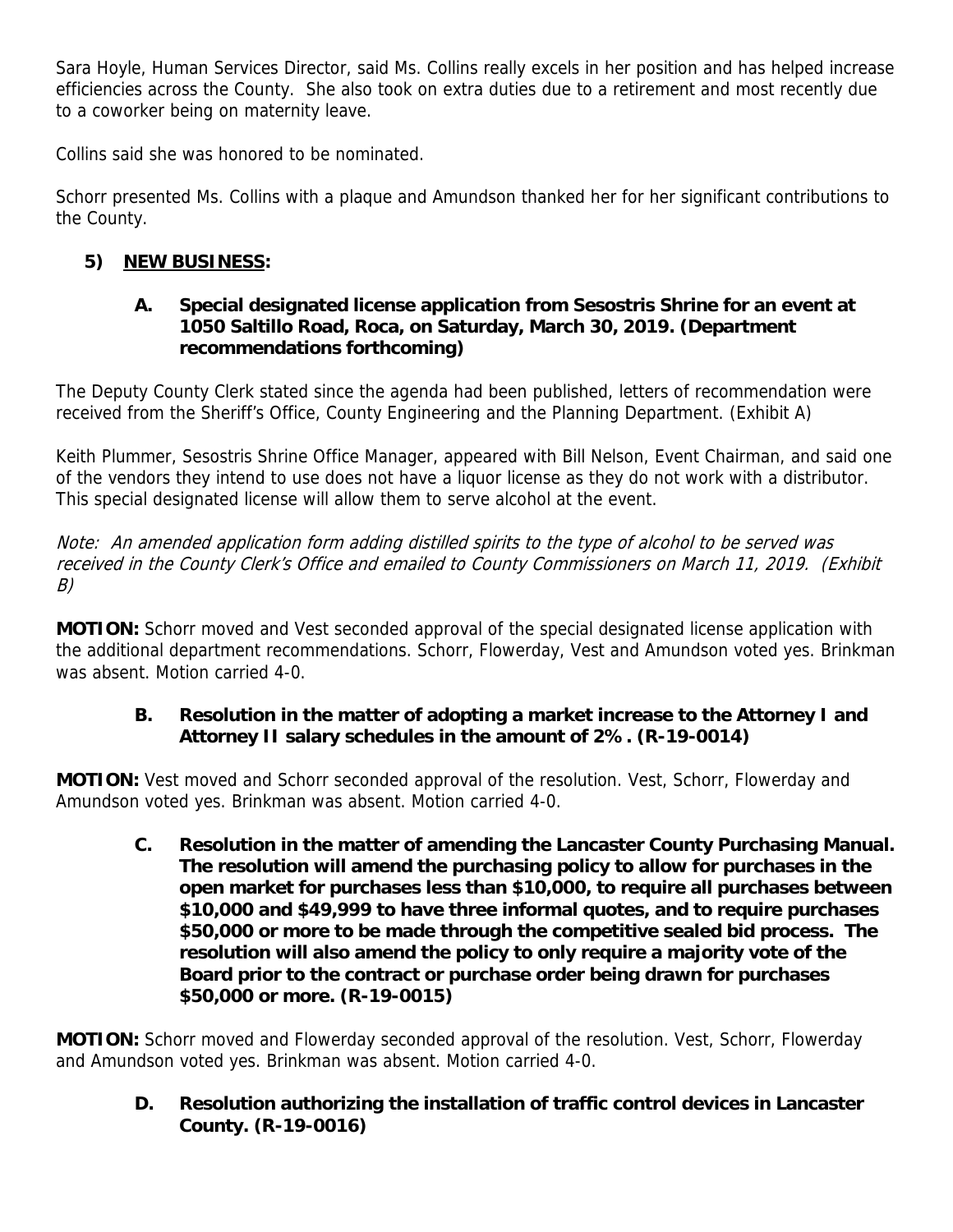Sara Hoyle, Human Services Director, said Ms. Collins really excels in her position and has helped increase efficiencies across the County. She also took on extra duties due to a retirement and most recently due to a coworker being on maternity leave.

Collins said she was honored to be nominated.

Schorr presented Ms. Collins with a plaque and Amundson thanked her for her significant contributions to the County.

## 5) NEW BUSINESS:

### A. Special designated license application from Sesostris Shrine for an event at 1050 Saltillo Road, Roca, on Saturday, March 30, 2019. (Department recommendations forthcoming)

The Deputy County Clerk stated since the agenda had been published, letters of recommendation were received from the Sheriff's Office, County Engineering and the Planning Department. (Exhibit A)

Keith Plummer, Sesostris Shrine Office Manager, appeared with Bill Nelson, Event Chairman, and said one of the vendors they intend to use does not have a liquor license as they do not work with a distributor. This special designated license will allow them to serve alcohol at the event.

*Note: An amended application form adding distilled spirits to the type of alcohol to be served was received in the County Clerk's Office and emailed to County Commissioners on March 11, 2019. (Exhibit B)*

**MOTION:** Schorr moved and Vest seconded approval of the special designated license application with the additional department recommendations. Schorr, Flowerday, Vest and Amundson voted yes. Brinkman was absent. Motion carried 4-0.

### B. Resolution in the matter of adopting a market increase to the Attorney I and Attorney II salary schedules in the amount of 2%. (R-19-0014)

**MOTION:** Vest moved and Schorr seconded approval of the resolution. Vest, Schorr, Flowerday and Amundson voted yes. Brinkman was absent. Motion carried 4-0.

### C. Resolution in the matter of amending the Lancaster County Purchasing Manual. The resolution will amend the purchasing policy to allow for purchases in the open market for purchases less than $10,000, to require all purchases between $10,000 and $49,999 to have three informal quotes, and to require purchases $50,000 or more to be made through the competitive sealed bid process. The resolution will also amend the policy to only require a majority vote of the Board prior to the contract or purchase order being drawn for purchases $50,000 or more. (R-19-0015)

**MOTION:** Schorr moved and Flowerday seconded approval of the resolution. Vest, Schorr, Flowerday and Amundson voted yes. Brinkman was absent. Motion carried 4-0.

### D. Resolution authorizing the installation of traffic control devices in Lancaster County. (R-19-0016)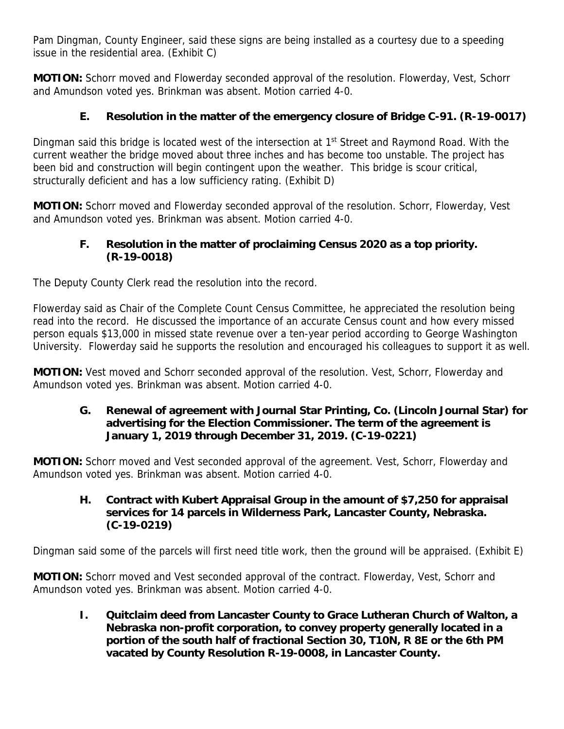Pam Dingman, County Engineer, said these signs are being installed as a courtesy due to a speeding issue in the residential area. (Exhibit C)

**MOTION:** Schorr moved and Flowerday seconded approval of the resolution. Flowerday, Vest, Schorr and Amundson voted yes. Brinkman was absent. Motion carried 4-0.

**E. Resolution in the matter of the emergency closure of Bridge C-91. (R-19-0017)**

Dingman said this bridge is located west of the intersection at 1st Street and Raymond Road. With the current weather the bridge moved about three inches and has become too unstable. The project has been bid and construction will begin contingent upon the weather. This bridge is scour critical, structurally deficient and has a low sufficiency rating. (Exhibit D)

**MOTION:** Schorr moved and Flowerday seconded approval of the resolution. Schorr, Flowerday, Vest and Amundson voted yes. Brinkman was absent. Motion carried 4-0.

**F. Resolution in the matter of proclaiming Census 2020 as a top priority. (R-19-0018)**

The Deputy County Clerk read the resolution into the record.

Flowerday said as Chair of the Complete Count Census Committee, he appreciated the resolution being read into the record. He discussed the importance of an accurate Census count and how every missed person equals $13,000 in missed state revenue over a ten-year period according to George Washington University. Flowerday said he supports the resolution and encouraged his colleagues to support it as well.

**MOTION:** Vest moved and Schorr seconded approval of the resolution. Vest, Schorr, Flowerday and Amundson voted yes. Brinkman was absent. Motion carried 4-0.

**G. Renewal of agreement with Journal Star Printing, Co. (Lincoln Journal Star) for advertising for the Election Commissioner. The term of the agreement is January 1, 2019 through December 31, 2019. (C-19-0221)**

**MOTION:** Schorr moved and Vest seconded approval of the agreement. Vest, Schorr, Flowerday and Amundson voted yes. Brinkman was absent. Motion carried 4-0.

**H. Contract with Kubert Appraisal Group in the amount of $7,250 for appraisal services for 14 parcels in Wilderness Park, Lancaster County, Nebraska. (C-19-0219)**

Dingman said some of the parcels will first need title work, then the ground will be appraised. (Exhibit E)

**MOTION:** Schorr moved and Vest seconded approval of the contract. Flowerday, Vest, Schorr and Amundson voted yes. Brinkman was absent. Motion carried 4-0.

**I. Quitclaim deed from Lancaster County to Grace Lutheran Church of Walton, a Nebraska non-profit corporation, to convey property generally located in a portion of the south half of fractional Section 30, T10N, R 8E or the 6th PM vacated by County Resolution R-19-0008, in Lancaster County.**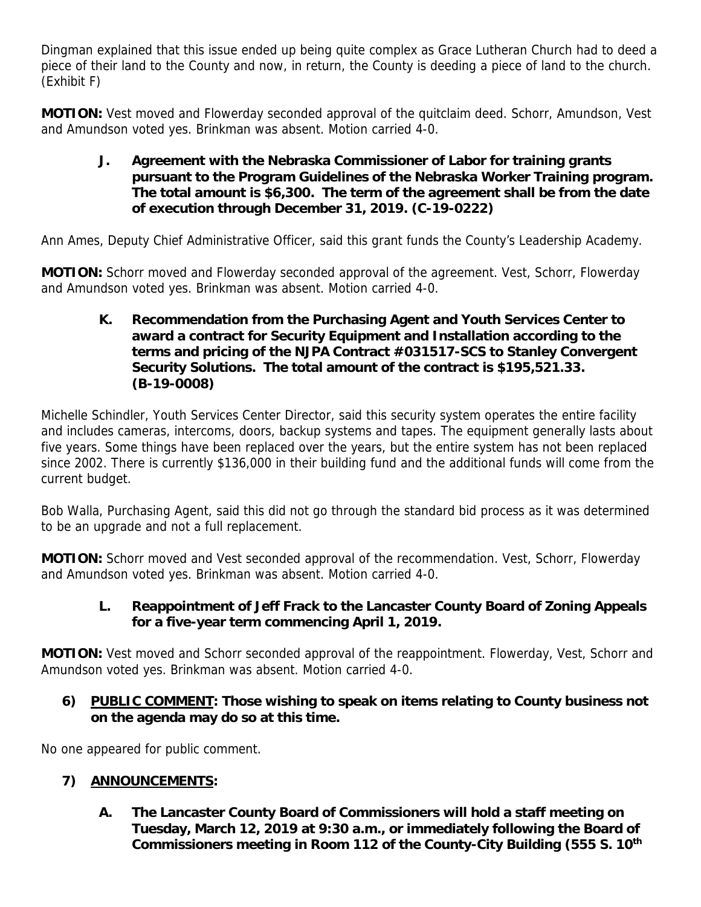Dingman explained that this issue ended up being quite complex as Grace Lutheran Church had to deed a piece of their land to the County and now, in return, the County is deeding a piece of land to the church. (Exhibit F)

**MOTION:** Vest moved and Flowerday seconded approval of the quitclaim deed. Schorr, Amundson, Vest and Amundson voted yes. Brinkman was absent. Motion carried 4-0.

**J. Agreement with the Nebraska Commissioner of Labor for training grants pursuant to the Program Guidelines of the Nebraska Worker Training program. The total amount is $6,300. The term of the agreement shall be from the date of execution through December 31, 2019. (C-19-0222)**

Ann Ames, Deputy Chief Administrative Officer, said this grant funds the County's Leadership Academy.

**MOTION:** Schorr moved and Flowerday seconded approval of the agreement. Vest, Schorr, Flowerday and Amundson voted yes. Brinkman was absent. Motion carried 4-0.

**K. Recommendation from the Purchasing Agent and Youth Services Center to award a contract for Security Equipment and Installation according to the terms and pricing of the NJPA Contract #031517-SCS to Stanley Convergent Security Solutions. The total amount of the contract is $195,521.33. (B-19-0008)**

Michelle Schindler, Youth Services Center Director, said this security system operates the entire facility and includes cameras, intercoms, doors, backup systems and tapes. The equipment generally lasts about five years. Some things have been replaced over the years, but the entire system has not been replaced since 2002. There is currently $136,000 in their building fund and the additional funds will come from the current budget.

Bob Walla, Purchasing Agent, said this did not go through the standard bid process as it was determined to be an upgrade and not a full replacement.

**MOTION:** Schorr moved and Vest seconded approval of the recommendation. Vest, Schorr, Flowerday and Amundson voted yes. Brinkman was absent. Motion carried 4-0.

**L. Reappointment of Jeff Frack to the Lancaster County Board of Zoning Appeals for a five-year term commencing April 1, 2019.**

**MOTION:** Vest moved and Schorr seconded approval of the reappointment. Flowerday, Vest, Schorr and Amundson voted yes. Brinkman was absent. Motion carried 4-0.

**6) PUBLIC COMMENT: Those wishing to speak on items relating to County business not on the agenda may do so at this time.**

No one appeared for public comment.

**7) ANNOUNCEMENTS:**

**A. The Lancaster County Board of Commissioners will hold a staff meeting on Tuesday, March 12, 2019 at 9:30 a.m., or immediately following the Board of Commissioners meeting in Room 112 of the County-City Building (555 S. 10th**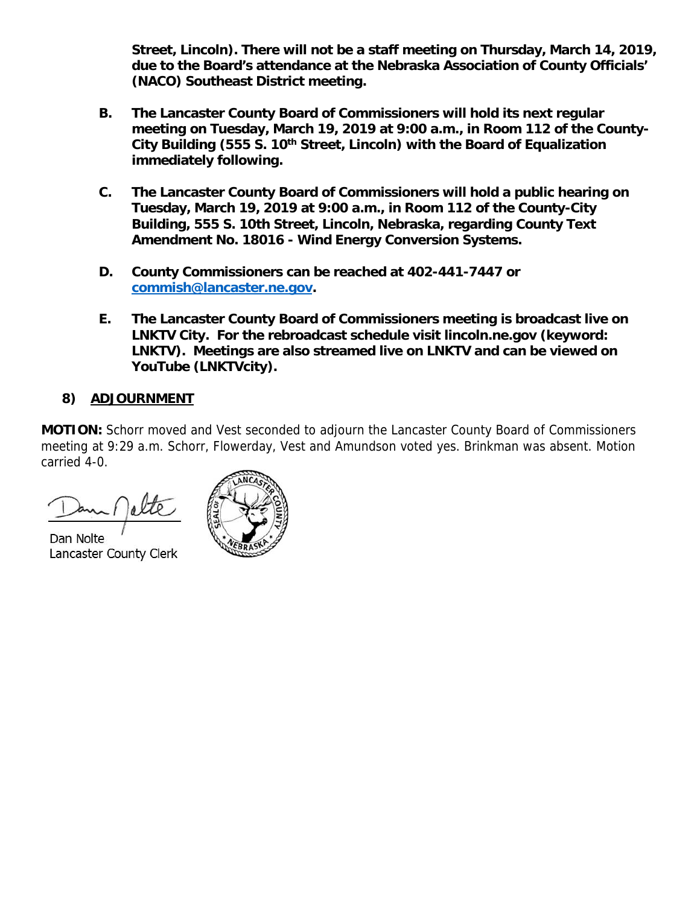**Street, Lincoln). There will not be a staff meeting on Thursday, March 14, 2019, due to the Board's attendance at the Nebraska Association of County Officials' (NACO) Southeast District meeting.**

**B. The Lancaster County Board of Commissioners will hold its next regular meeting on Tuesday, March 19, 2019 at 9:00 a.m., in Room 112 of the County-City Building (555 S. 10th Street, Lincoln) with the Board of Equalization immediately following.**

**C. The Lancaster County Board of Commissioners will hold a public hearing on Tuesday, March 19, 2019 at 9:00 a.m., in Room 112 of the County-City Building, 555 S. 10th Street, Lincoln, Nebraska, regarding County Text Amendment No. 18016 - Wind Energy Conversion Systems.**

**D. County Commissioners can be reached at 402-441-7447 or commish@lancaster.ne.gov.**

**E. The Lancaster County Board of Commissioners meeting is broadcast live on LNKTV City. For the rebroadcast schedule visit lincoln.ne.gov (keyword: LNKTV). Meetings are also streamed live on LNKTV and can be viewed on YouTube (LNKTVcity).**

## 8) ADJOURNMENT

**MOTION:** Schorr moved and Vest seconded to adjourn the Lancaster County Board of Commissioners meeting at 9:29 a.m. Schorr, Flowerday, Vest and Amundson voted yes. Brinkman was absent. Motion carried 4-0.

Dan Nolte
Lancaster County Clerk

SEAL OF LANCASTER COUNTY NEBRASKA